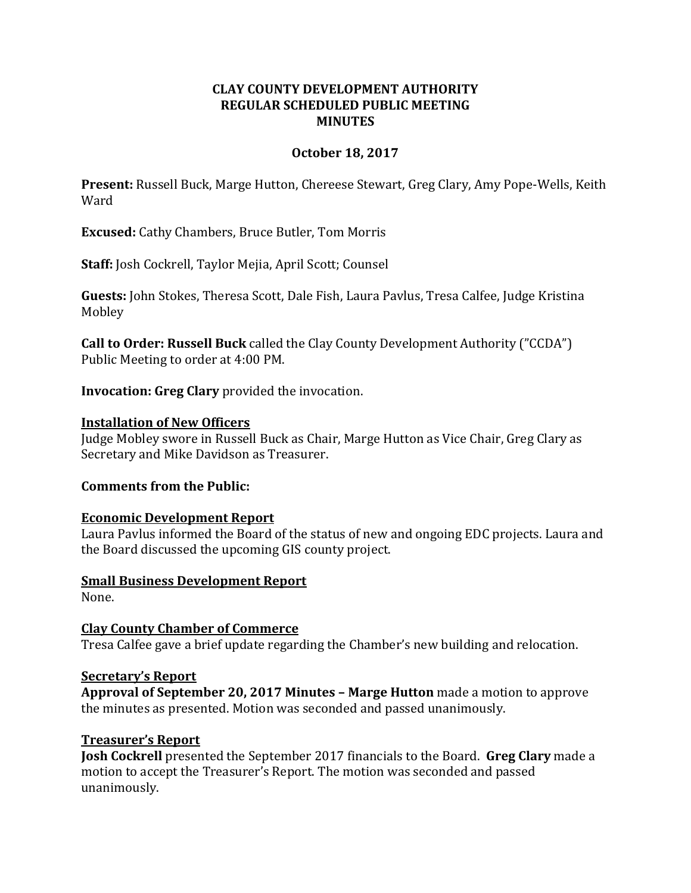**CLAY COUNTY DEVELOPMENT AUTHORITY**
**REGULAR SCHEDULED PUBLIC MEETING**
**MINUTES**

**October 18, 2017**

**Present:** Russell Buck, Marge Hutton, Chereese Stewart, Greg Clary, Amy Pope-Wells, Keith Ward

**Excused:** Cathy Chambers, Bruce Butler, Tom Morris

**Staff:** Josh Cockrell, Taylor Mejia, April Scott; Counsel

**Guests:** John Stokes, Theresa Scott, Dale Fish, Laura Pavlus, Tresa Calfee, Judge Kristina Mobley

**Call to Order: Russell Buck** called the Clay County Development Authority (”CCDA”) Public Meeting to order at 4:00 PM.

**Invocation: Greg Clary** provided the invocation.

**Installation of New Officers**

Judge Mobley swore in Russell Buck as Chair, Marge Hutton as Vice Chair, Greg Clary as Secretary and Mike Davidson as Treasurer.

**Comments from the Public:**

**Economic Development Report**

Laura Pavlus informed the Board of the status of new and ongoing EDC projects. Laura and the Board discussed the upcoming GIS county project.

**Small Business Development Report**

None.

**Clay County Chamber of Commerce**

Tresa Calfee gave a brief update regarding the Chamber's new building and relocation.

**Secretary's Report**

**Approval of September 20, 2017 Minutes – Marge Hutton** made a motion to approve the minutes as presented. Motion was seconded and passed unanimously.

**Treasurer's Report**

**Josh Cockrell** presented the September 2017 financials to the Board. **Greg Clary** made a motion to accept the Treasurer's Report. The motion was seconded and passed unanimously.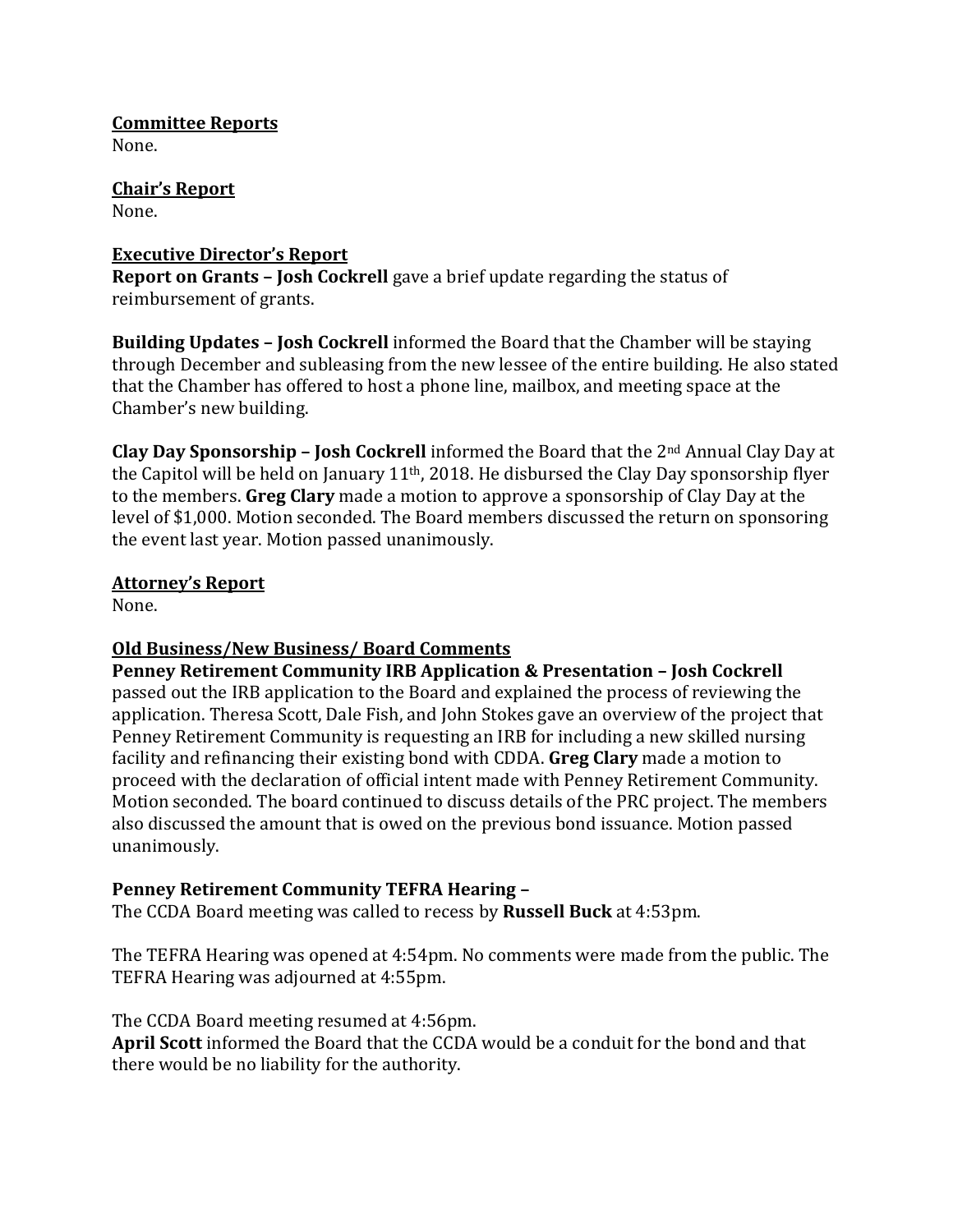**Committee Reports**
None.

**Chair's Report**
None.

**Executive Director's Report**
**Report on Grants – Josh Cockrell** gave a brief update regarding the status of reimbursement of grants.

**Building Updates – Josh Cockrell** informed the Board that the Chamber will be staying through December and subleasing from the new lessee of the entire building. He also stated that the Chamber has offered to host a phone line, mailbox, and meeting space at the Chamber's new building.

**Clay Day Sponsorship – Josh Cockrell** informed the Board that the 2nd Annual Clay Day at the Capitol will be held on January 11th, 2018. He disbursed the Clay Day sponsorship flyer to the members. **Greg Clary** made a motion to approve a sponsorship of Clay Day at the level of $1,000. Motion seconded. The Board members discussed the return on sponsoring the event last year. Motion passed unanimously.

**Attorney's Report**
None.

**Old Business/New Business/ Board Comments**
**Penney Retirement Community IRB Application & Presentation – Josh Cockrell** passed out the IRB application to the Board and explained the process of reviewing the application. Theresa Scott, Dale Fish, and John Stokes gave an overview of the project that Penney Retirement Community is requesting an IRB for including a new skilled nursing facility and refinancing their existing bond with CDDA. **Greg Clary** made a motion to proceed with the declaration of official intent made with Penney Retirement Community. Motion seconded. The board continued to discuss details of the PRC project. The members also discussed the amount that is owed on the previous bond issuance. Motion passed unanimously.

**Penney Retirement Community TEFRA Hearing –**
The CCDA Board meeting was called to recess by **Russell Buck** at 4:53pm.

The TEFRA Hearing was opened at 4:54pm. No comments were made from the public. The TEFRA Hearing was adjourned at 4:55pm.

The CCDA Board meeting resumed at 4:56pm.
**April Scott** informed the Board that the CCDA would be a conduit for the bond and that there would be no liability for the authority.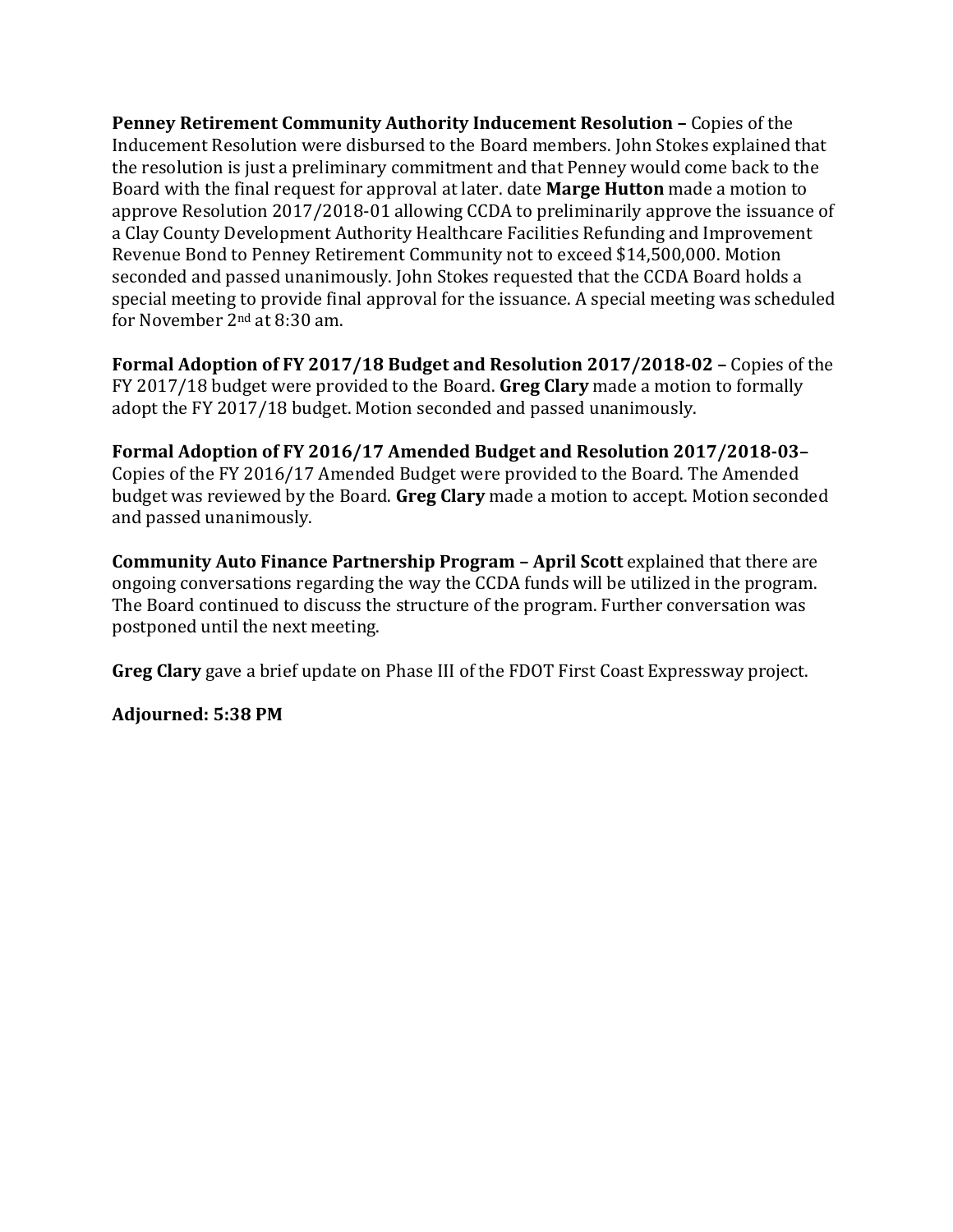**Penney Retirement Community Authority Inducement Resolution –** Copies of the Inducement Resolution were disbursed to the Board members. John Stokes explained that the resolution is just a preliminary commitment and that Penney would come back to the Board with the final request for approval at later. date **Marge Hutton** made a motion to approve Resolution 2017/2018-01 allowing CCDA to preliminarily approve the issuance of a Clay County Development Authority Healthcare Facilities Refunding and Improvement Revenue Bond to Penney Retirement Community not to exceed $14,500,000. Motion seconded and passed unanimously. John Stokes requested that the CCDA Board holds a special meeting to provide final approval for the issuance. A special meeting was scheduled for November 2nd at 8:30 am.

**Formal Adoption of FY 2017/18 Budget and Resolution 2017/2018-02 –** Copies of the FY 2017/18 budget were provided to the Board. **Greg Clary** made a motion to formally adopt the FY 2017/18 budget. Motion seconded and passed unanimously.

**Formal Adoption of FY 2016/17 Amended Budget and Resolution 2017/2018-03–** Copies of the FY 2016/17 Amended Budget were provided to the Board. The Amended budget was reviewed by the Board. **Greg Clary** made a motion to accept. Motion seconded and passed unanimously.

**Community Auto Finance Partnership Program – April Scott** explained that there are ongoing conversations regarding the way the CCDA funds will be utilized in the program. The Board continued to discuss the structure of the program. Further conversation was postponed until the next meeting.

**Greg Clary** gave a brief update on Phase III of the FDOT First Coast Expressway project.

**Adjourned: 5:38 PM**